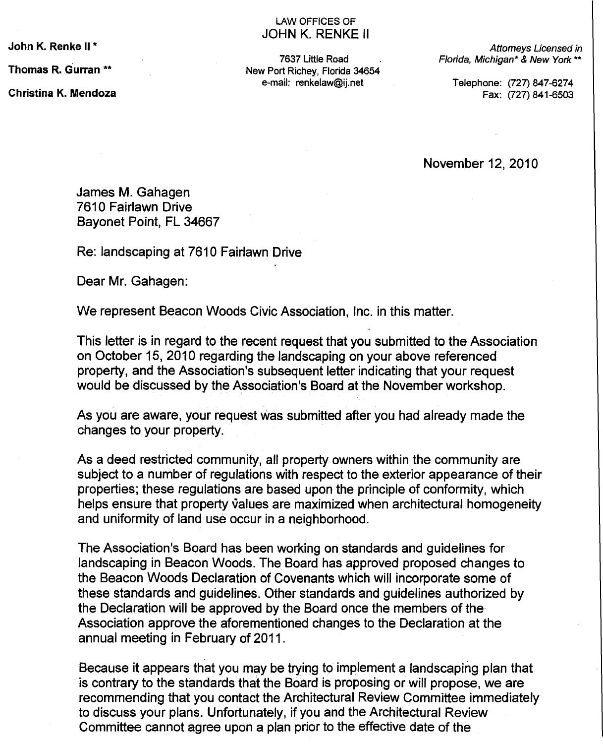LAW OFFICES OF
JOHN K. RENKE II

John K. Renke II *

Thomas R. Gurran **

Christina K. Mendoza

7637 Little Road
New Port Richey, Florida 34654
e-mail: renkelaw@ij.net

*Attorneys Licensed in Florida, Michigan* & New York ***

Telephone: (727) 847-6274
Fax: (727) 841-6503

November 12, 2010

James M. Gahagen
7610 Fairlawn Drive
Bayonet Point, FL 34667

Re: landscaping at 7610 Fairlawn Drive

Dear Mr. Gahagen:

We represent Beacon Woods Civic Association, Inc. in this matter.

This letter is in regard to the recent request that you submitted to the Association on October 15, 2010 regarding the landscaping on your above referenced property, and the Association's subsequent letter indicating that your request would be discussed by the Association's Board at the November workshop.

As you are aware, your request was submitted after you had already made the changes to your property.

As a deed restricted community, all property owners within the community are subject to a number of regulations with respect to the exterior appearance of their properties; these regulations are based upon the principle of conformity, which helps ensure that property values are maximized when architectural homogeneity and uniformity of land use occur in a neighborhood.

The Association's Board has been working on standards and guidelines for landscaping in Beacon Woods. The Board has approved proposed changes to the Beacon Woods Declaration of Covenants which will incorporate some of these standards and guidelines. Other standards and guidelines authorized by the Declaration will be approved by the Board once the members of the Association approve the aforementioned changes to the Declaration at the annual meeting in February of 2011.

Because it appears that you may be trying to implement a landscaping plan that is contrary to the standards that the Board is proposing or will propose, we are recommending that you contact the Architectural Review Committee immediately to discuss your plans. Unfortunately, if you and the Architectural Review Committee cannot agree upon a plan prior to the effective date of the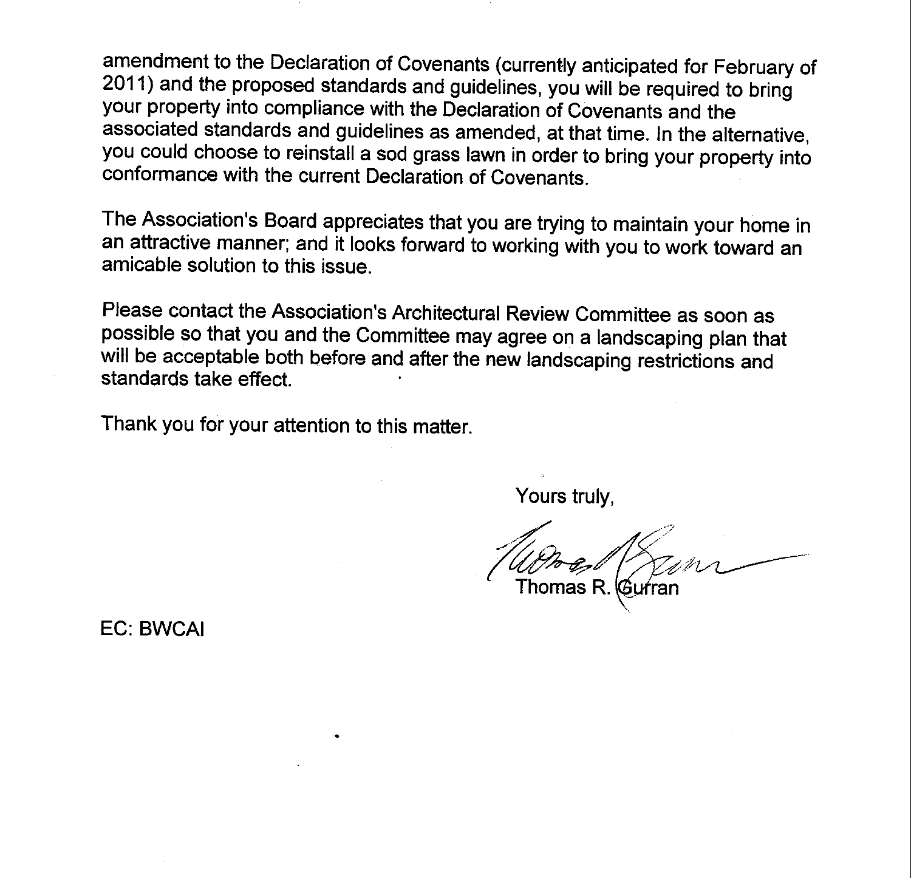amendment to the Declaration of Covenants (currently anticipated for February of 2011) and the proposed standards and guidelines, you will be required to bring your property into compliance with the Declaration of Covenants and the associated standards and guidelines as amended, at that time. In the alternative, you could choose to reinstall a sod grass lawn in order to bring your property into conformance with the current Declaration of Covenants.

The Association's Board appreciates that you are trying to maintain your home in an attractive manner; and it looks forward to working with you to work toward an amicable solution to this issue.

Please contact the Association's Architectural Review Committee as soon as possible so that you and the Committee may agree on a landscaping plan that will be acceptable both before and after the new landscaping restrictions and standards take effect.

Thank you for your attention to this matter.

Yours truly,

Thomas R. Curran

EC: BWCAI